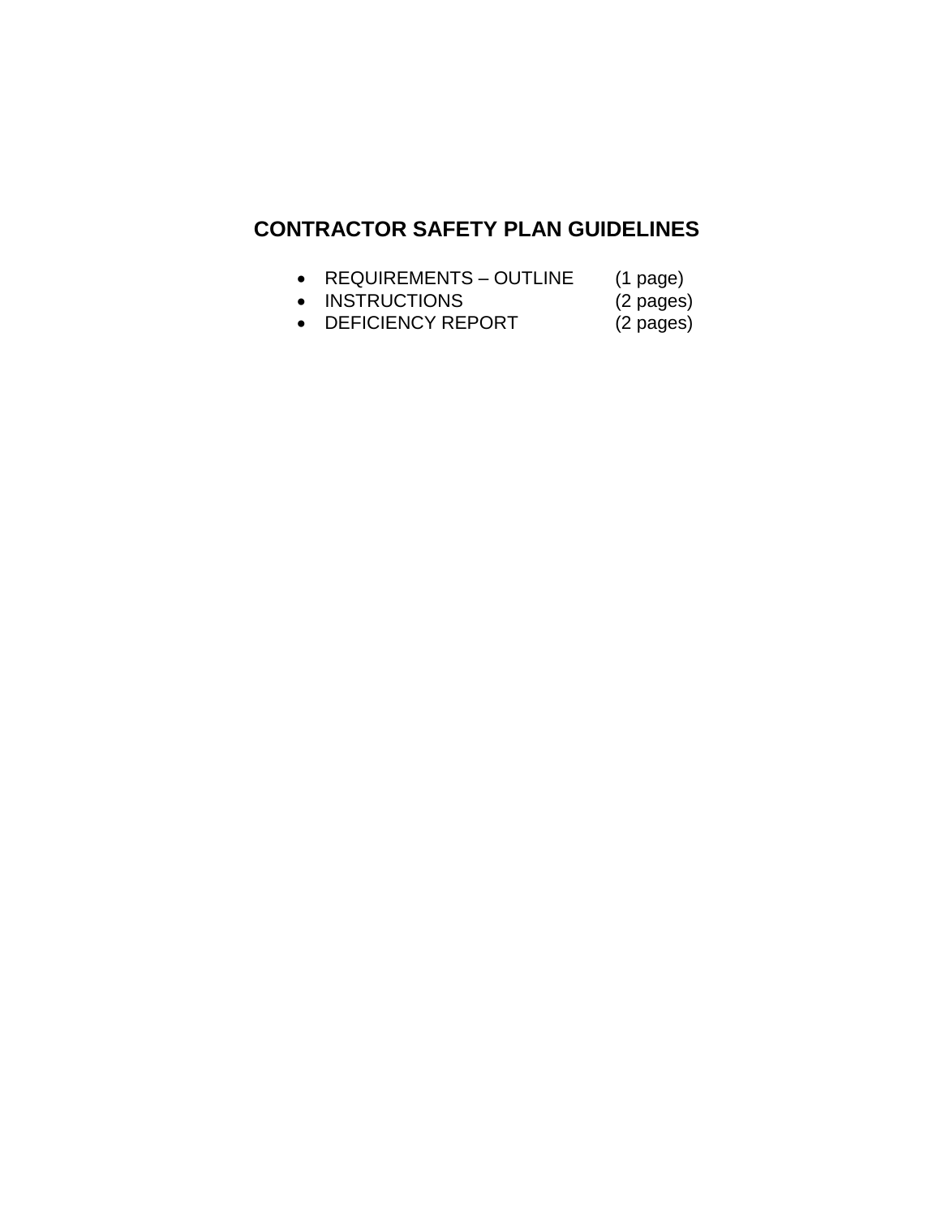# CONTRACTOR SAFETY PLAN GUIDELINES

- REQUIREMENTS – OUTLINE (1 page)
- INSTRUCTIONS (2 pages)
- DEFICIENCY REPORT (2 pages)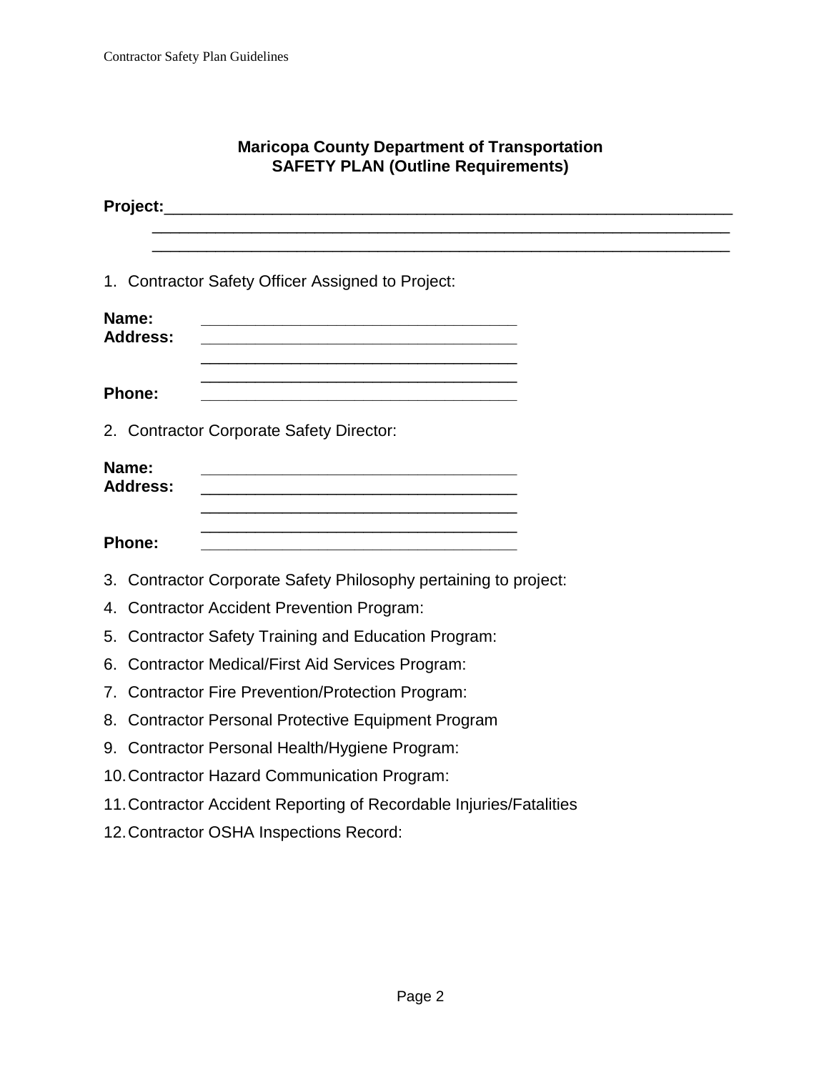**Maricopa County Department of Transportation**
**SAFETY PLAN (Outline Requirements)**

**Project:**___________________________________________________________________
___________________________________________________________________
___________________________________________________________________

1. Contractor Safety Officer Assigned to Project:

**Name:** ____________________________________
**Address:** ____________________________________
____________________________________
____________________________________
**Phone:** ____________________________________

2. Contractor Corporate Safety Director:

**Name:** ____________________________________
**Address:** ____________________________________
____________________________________
____________________________________
**Phone:** ____________________________________

3. Contractor Corporate Safety Philosophy pertaining to project:
4. Contractor Accident Prevention Program:
5. Contractor Safety Training and Education Program:
6. Contractor Medical/First Aid Services Program:
7. Contractor Fire Prevention/Protection Program:
8. Contractor Personal Protective Equipment Program
9. Contractor Personal Health/Hygiene Program:
10. Contractor Hazard Communication Program:
11. Contractor Accident Reporting of Recordable Injuries/Fatalities
12. Contractor OSHA Inspections Record: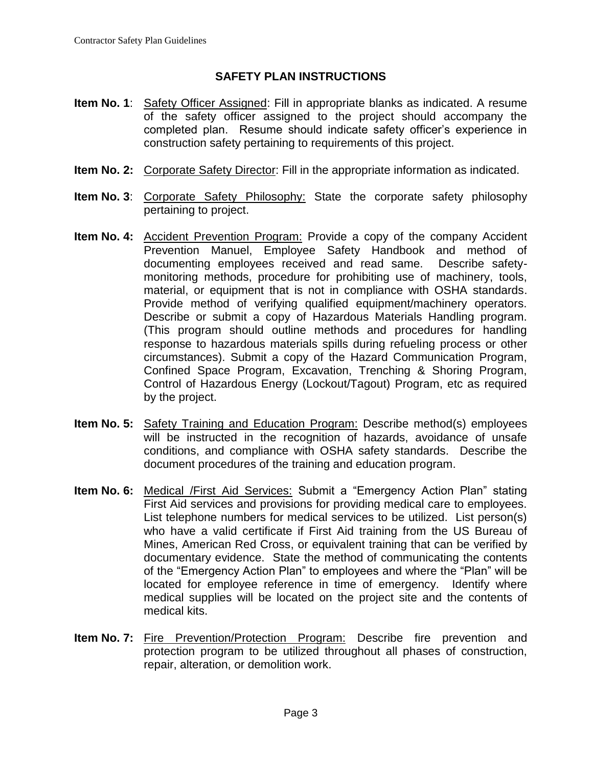## SAFETY PLAN INSTRUCTIONS

**Item No. 1**: Safety Officer Assigned: Fill in appropriate blanks as indicated. A resume of the safety officer assigned to the project should accompany the completed plan. Resume should indicate safety officer's experience in construction safety pertaining to requirements of this project.

**Item No. 2:** Corporate Safety Director: Fill in the appropriate information as indicated.

**Item No. 3**: Corporate Safety Philosophy: State the corporate safety philosophy pertaining to project.

**Item No. 4:** Accident Prevention Program: Provide a copy of the company Accident Prevention Manuel, Employee Safety Handbook and method of documenting employees received and read same. Describe safety-monitoring methods, procedure for prohibiting use of machinery, tools, material, or equipment that is not in compliance with OSHA standards. Provide method of verifying qualified equipment/machinery operators. Describe or submit a copy of Hazardous Materials Handling program. (This program should outline methods and procedures for handling response to hazardous materials spills during refueling process or other circumstances). Submit a copy of the Hazard Communication Program, Confined Space Program, Excavation, Trenching & Shoring Program, Control of Hazardous Energy (Lockout/Tagout) Program, etc as required by the project.

**Item No. 5:** Safety Training and Education Program: Describe method(s) employees will be instructed in the recognition of hazards, avoidance of unsafe conditions, and compliance with OSHA safety standards. Describe the document procedures of the training and education program.

**Item No. 6:** Medical /First Aid Services: Submit a "Emergency Action Plan" stating First Aid services and provisions for providing medical care to employees. List telephone numbers for medical services to be utilized. List person(s) who have a valid certificate if First Aid training from the US Bureau of Mines, American Red Cross, or equivalent training that can be verified by documentary evidence. State the method of communicating the contents of the "Emergency Action Plan" to employees and where the "Plan" will be located for employee reference in time of emergency. Identify where medical supplies will be located on the project site and the contents of medical kits.

**Item No. 7:** Fire Prevention/Protection Program: Describe fire prevention and protection program to be utilized throughout all phases of construction, repair, alteration, or demolition work.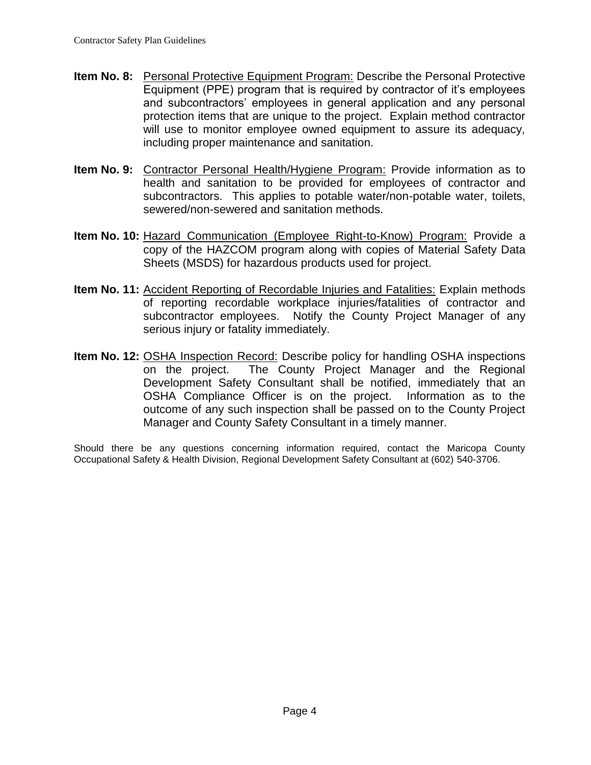**Item No. 8:** <u>Personal Protective Equipment Program:</u> Describe the Personal Protective Equipment (PPE) program that is required by contractor of it's employees and subcontractors' employees in general application and any personal protection items that are unique to the project. Explain method contractor will use to monitor employee owned equipment to assure its adequacy, including proper maintenance and sanitation.

**Item No. 9:** <u>Contractor Personal Health/Hygiene Program:</u> Provide information as to health and sanitation to be provided for employees of contractor and subcontractors. This applies to potable water/non-potable water, toilets, sewered/non-sewered and sanitation methods.

**Item No. 10:** <u>Hazard Communication (Employee Right-to-Know) Program:</u> Provide a copy of the HAZCOM program along with copies of Material Safety Data Sheets (MSDS) for hazardous products used for project.

**Item No. 11:** <u>Accident Reporting of Recordable Injuries and Fatalities:</u> Explain methods of reporting recordable workplace injuries/fatalities of contractor and subcontractor employees. Notify the County Project Manager of any serious injury or fatality immediately.

**Item No. 12:** <u>OSHA Inspection Record:</u> Describe policy for handling OSHA inspections on the project. The County Project Manager and the Regional Development Safety Consultant shall be notified, immediately that an OSHA Compliance Officer is on the project. Information as to the outcome of any such inspection shall be passed on to the County Project Manager and County Safety Consultant in a timely manner.

Should there be any questions concerning information required, contact the Maricopa County Occupational Safety & Health Division, Regional Development Safety Consultant at (602) 540-3706.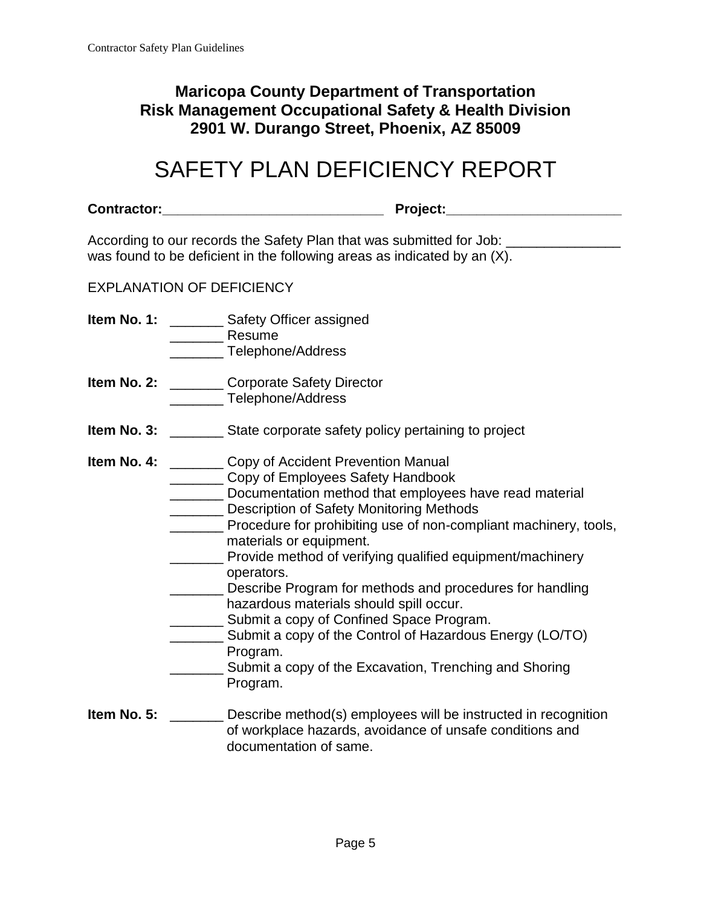**Maricopa County Department of Transportation**
**Risk Management Occupational Safety & Health Division**
**2901 W. Durango Street, Phoenix, AZ 85009**

# SAFETY PLAN DEFICIENCY REPORT

**Contractor:**______________________________ **Project:**________________________

According to our records the Safety Plan that was submitted for Job: _______________ was found to be deficient in the following areas as indicated by an (X).

EXPLANATION OF DEFICIENCY

**Item No. 1:** _______ Safety Officer assigned
_______ Resume
_______ Telephone/Address

**Item No. 2:** _______ Corporate Safety Director
_______ Telephone/Address

**Item No. 3:** _______ State corporate safety policy pertaining to project

**Item No. 4:** _______ Copy of Accident Prevention Manual
_______ Copy of Employees Safety Handbook
_______ Documentation method that employees have read material
_______ Description of Safety Monitoring Methods
_______ Procedure for prohibiting use of non-compliant machinery, tools, materials or equipment.
_______ Provide method of verifying qualified equipment/machinery operators.
_______ Describe Program for methods and procedures for handling hazardous materials should spill occur.
_______ Submit a copy of Confined Space Program.
_______ Submit a copy of the Control of Hazardous Energy (LO/TO) Program.
_______ Submit a copy of the Excavation, Trenching and Shoring Program.

**Item No. 5:** _______ Describe method(s) employees will be instructed in recognition of workplace hazards, avoidance of unsafe conditions and documentation of same.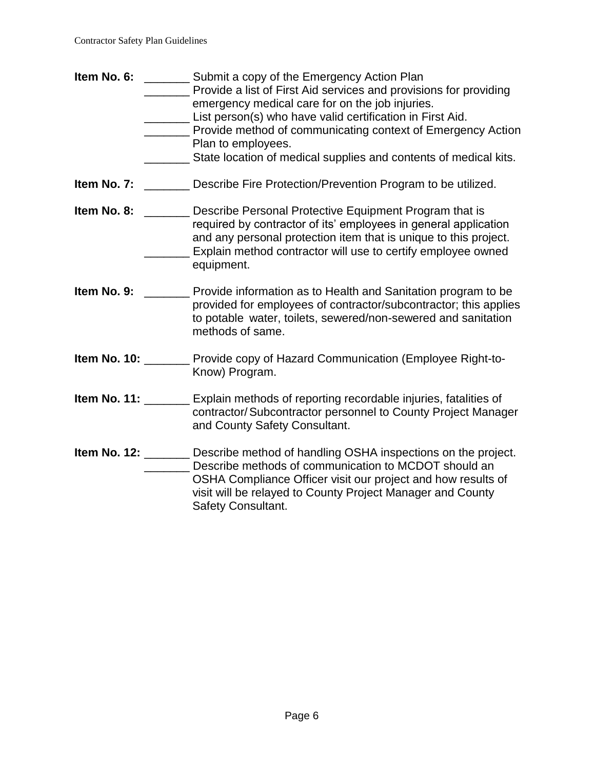**Item No. 6:** _______ Submit a copy of the Emergency Action Plan

_______ Provide a list of First Aid services and provisions for providing emergency medical care for on the job injuries.

_______ List person(s) who have valid certification in First Aid.

_______ Provide method of communicating context of Emergency Action Plan to employees.

_______ State location of medical supplies and contents of medical kits.

**Item No. 7:** _______ Describe Fire Protection/Prevention Program to be utilized.

**Item No. 8:** _______ Describe Personal Protective Equipment Program that is required by contractor of its' employees in general application and any personal protection item that is unique to this project.

_______ Explain method contractor will use to certify employee owned equipment.

**Item No. 9:** _______ Provide information as to Health and Sanitation program to be provided for employees of contractor/subcontractor; this applies to potable water, toilets, sewered/non-sewered and sanitation methods of same.

**Item No. 10:** _______ Provide copy of Hazard Communication (Employee Right-to-Know) Program.

**Item No. 11:** _______ Explain methods of reporting recordable injuries, fatalities of contractor/ Subcontractor personnel to County Project Manager and County Safety Consultant.

**Item No. 12:** _______ Describe method of handling OSHA inspections on the project.

_______ Describe methods of communication to MCDOT should an OSHA Compliance Officer visit our project and how results of visit will be relayed to County Project Manager and County Safety Consultant.